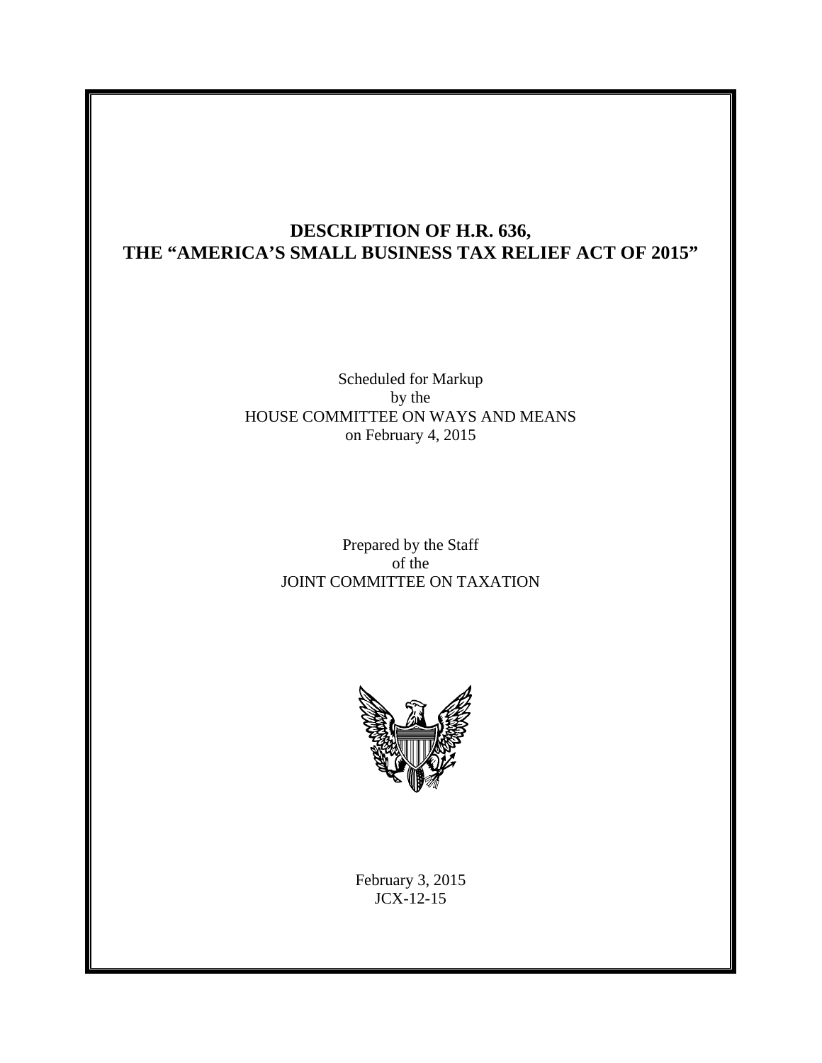# DESCRIPTION OF H.R. 636, THE "AMERICA'S SMALL BUSINESS TAX RELIEF ACT OF 2015"

Scheduled for Markup
by the
HOUSE COMMITTEE ON WAYS AND MEANS
on February 4, 2015

Prepared by the Staff
of the
JOINT COMMITTEE ON TAXATION

February 3, 2015
JCX-12-15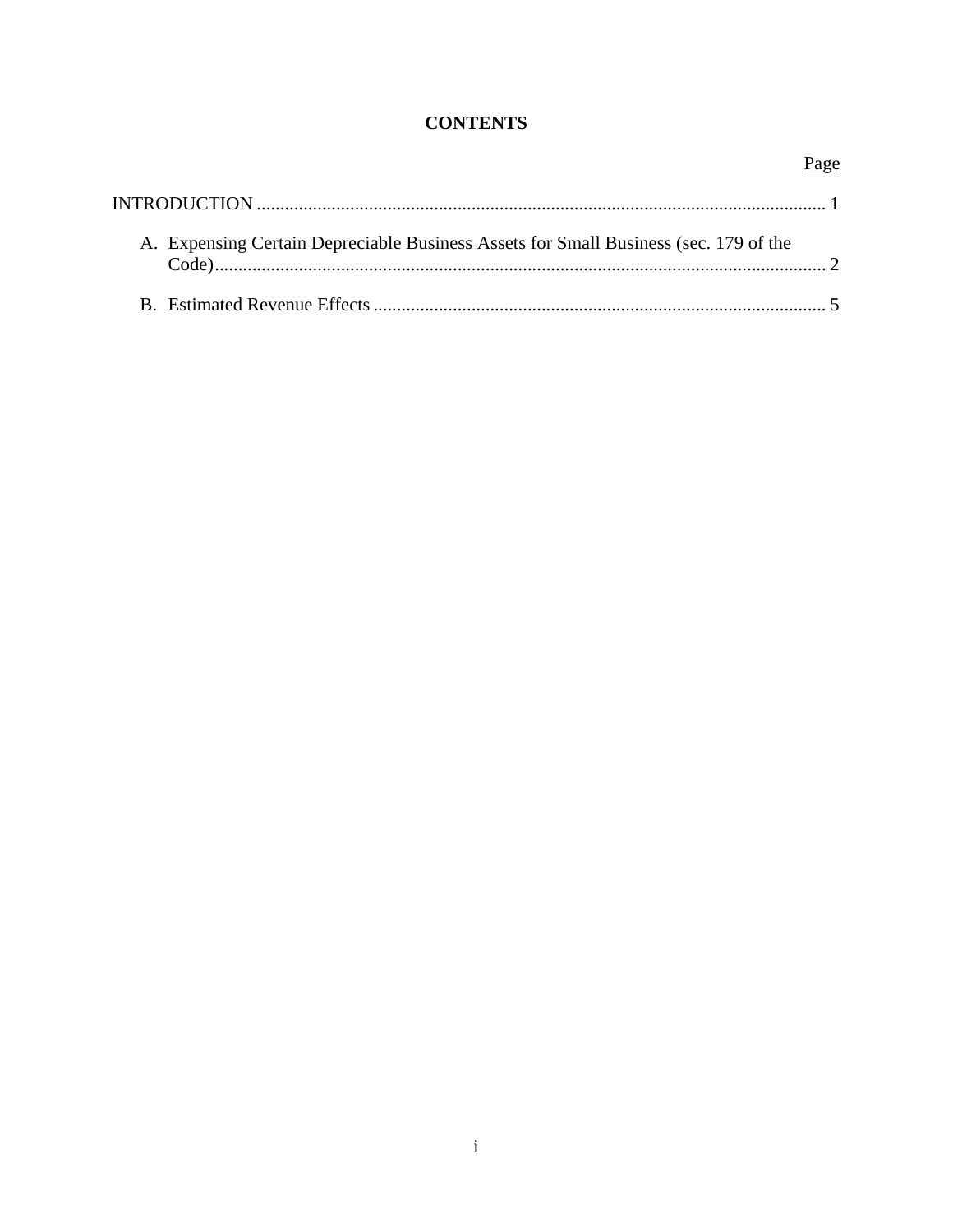# CONTENTS

| | Page |
|---|---|
| INTRODUCTION | 1 |
| A. Expensing Certain Depreciable Business Assets for Small Business (sec. 179 of the Code) | 2 |
| B. Estimated Revenue Effects | 5 |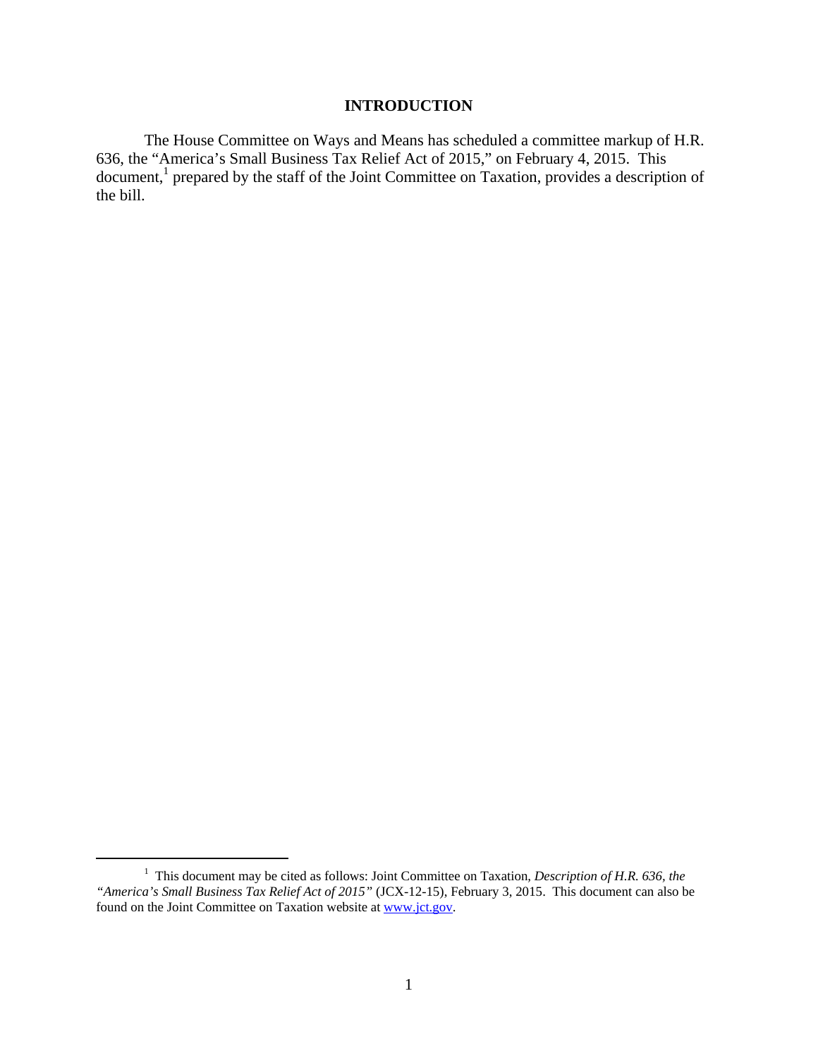# INTRODUCTION

The House Committee on Ways and Means has scheduled a committee markup of H.R. 636, the "America's Small Business Tax Relief Act of 2015," on February 4, 2015. This document,[1] prepared by the staff of the Joint Committee on Taxation, provides a description of the bill.

---

[1] This document may be cited as follows: Joint Committee on Taxation, *Description of H.R. 636, the "America's Small Business Tax Relief Act of 2015"* (JCX-12-15), February 3, 2015. This document can also be found on the Joint Committee on Taxation website at www.jct.gov.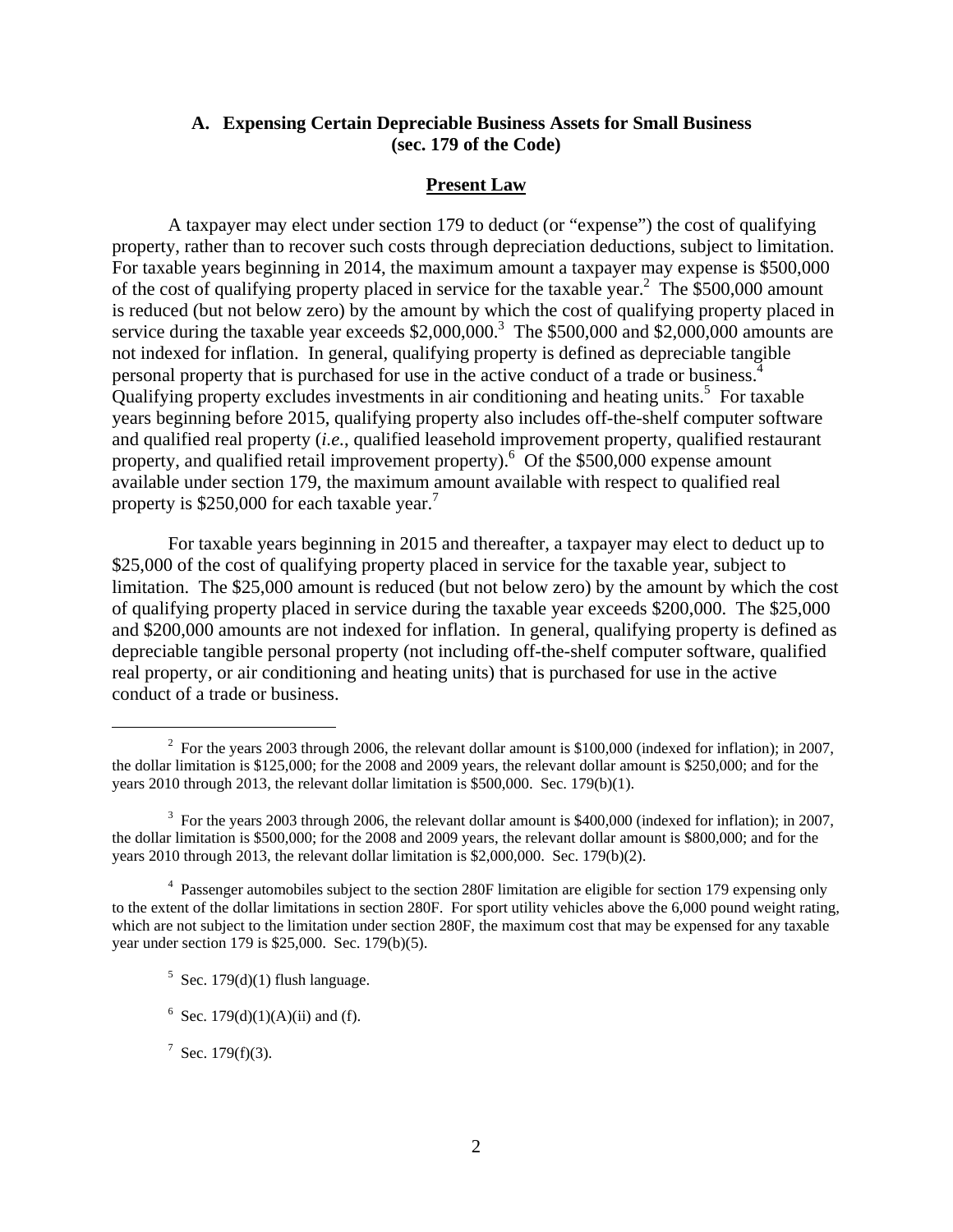### A. Expensing Certain Depreciable Business Assets for Small Business (sec. 179 of the Code)

#### Present Law

A taxpayer may elect under section 179 to deduct (or "expense") the cost of qualifying property, rather than to recover such costs through depreciation deductions, subject to limitation. For taxable years beginning in 2014, the maximum amount a taxpayer may expense is $500,000 of the cost of qualifying property placed in service for the taxable year.[2] The $500,000 amount is reduced (but not below zero) by the amount by which the cost of qualifying property placed in service during the taxable year exceeds $2,000,000.[3] The $500,000 and $2,000,000 amounts are not indexed for inflation. In general, qualifying property is defined as depreciable tangible personal property that is purchased for use in the active conduct of a trade or business.[4] Qualifying property excludes investments in air conditioning and heating units.[5] For taxable years beginning before 2015, qualifying property also includes off-the-shelf computer software and qualified real property (*i.e.*, qualified leasehold improvement property, qualified restaurant property, and qualified retail improvement property).[6] Of the $500,000 expense amount available under section 179, the maximum amount available with respect to qualified real property is $250,000 for each taxable year.[7]

For taxable years beginning in 2015 and thereafter, a taxpayer may elect to deduct up to $25,000 of the cost of qualifying property placed in service for the taxable year, subject to limitation. The $25,000 amount is reduced (but not below zero) by the amount by which the cost of qualifying property placed in service during the taxable year exceeds $200,000. The $25,000 and $200,000 amounts are not indexed for inflation. In general, qualifying property is defined as depreciable tangible personal property (not including off-the-shelf computer software, qualified real property, or air conditioning and heating units) that is purchased for use in the active conduct of a trade or business.

---

[2] For the years 2003 through 2006, the relevant dollar amount is $100,000 (indexed for inflation); in 2007, the dollar limitation is $125,000; for the 2008 and 2009 years, the relevant dollar amount is $250,000; and for the years 2010 through 2013, the relevant dollar limitation is $500,000. Sec. 179(b)(1).

[3] For the years 2003 through 2006, the relevant dollar amount is $400,000 (indexed for inflation); in 2007, the dollar limitation is $500,000; for the 2008 and 2009 years, the relevant dollar amount is $800,000; and for the years 2010 through 2013, the relevant dollar limitation is $2,000,000. Sec. 179(b)(2).

[4] Passenger automobiles subject to the section 280F limitation are eligible for section 179 expensing only to the extent of the dollar limitations in section 280F. For sport utility vehicles above the 6,000 pound weight rating, which are not subject to the limitation under section 280F, the maximum cost that may be expensed for any taxable year under section 179 is $25,000. Sec. 179(b)(5).

[5] Sec. 179(d)(1) flush language.

[6] Sec. 179(d)(1)(A)(ii) and (f).

[7] Sec. 179(f)(3).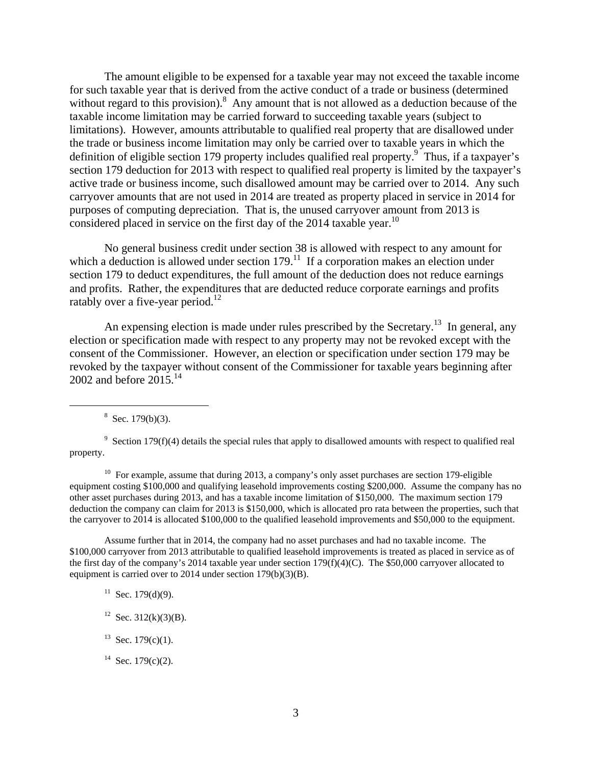The amount eligible to be expensed for a taxable year may not exceed the taxable income for such taxable year that is derived from the active conduct of a trade or business (determined without regard to this provision).[8] Any amount that is not allowed as a deduction because of the taxable income limitation may be carried forward to succeeding taxable years (subject to limitations). However, amounts attributable to qualified real property that are disallowed under the trade or business income limitation may only be carried over to taxable years in which the definition of eligible section 179 property includes qualified real property.[9] Thus, if a taxpayer's section 179 deduction for 2013 with respect to qualified real property is limited by the taxpayer's active trade or business income, such disallowed amount may be carried over to 2014. Any such carryover amounts that are not used in 2014 are treated as property placed in service in 2014 for purposes of computing depreciation. That is, the unused carryover amount from 2013 is considered placed in service on the first day of the 2014 taxable year.[10]

No general business credit under section 38 is allowed with respect to any amount for which a deduction is allowed under section 179.[11] If a corporation makes an election under section 179 to deduct expenditures, the full amount of the deduction does not reduce earnings and profits. Rather, the expenditures that are deducted reduce corporate earnings and profits ratably over a five-year period.[12]

An expensing election is made under rules prescribed by the Secretary.[13] In general, any election or specification made with respect to any property may not be revoked except with the consent of the Commissioner. However, an election or specification under section 179 may be revoked by the taxpayer without consent of the Commissioner for taxable years beginning after 2002 and before 2015.[14]

---

[8] Sec. 179(b)(3).

[9] Section 179(f)(4) details the special rules that apply to disallowed amounts with respect to qualified real property.

[10] For example, assume that during 2013, a company's only asset purchases are section 179-eligible equipment costing \$100,000 and qualifying leasehold improvements costing \$200,000. Assume the company has no other asset purchases during 2013, and has a taxable income limitation of \$150,000. The maximum section 179 deduction the company can claim for 2013 is \$150,000, which is allocated pro rata between the properties, such that the carryover to 2014 is allocated \$100,000 to the qualified leasehold improvements and \$50,000 to the equipment.

Assume further that in 2014, the company had no asset purchases and had no taxable income. The \$100,000 carryover from 2013 attributable to qualified leasehold improvements is treated as placed in service as of the first day of the company's 2014 taxable year under section 179(f)(4)(C). The \$50,000 carryover allocated to equipment is carried over to 2014 under section 179(b)(3)(B).

[11] Sec. 179(d)(9).

[12] Sec. 312(k)(3)(B).

[13] Sec. 179(c)(1).

[14] Sec. 179(c)(2).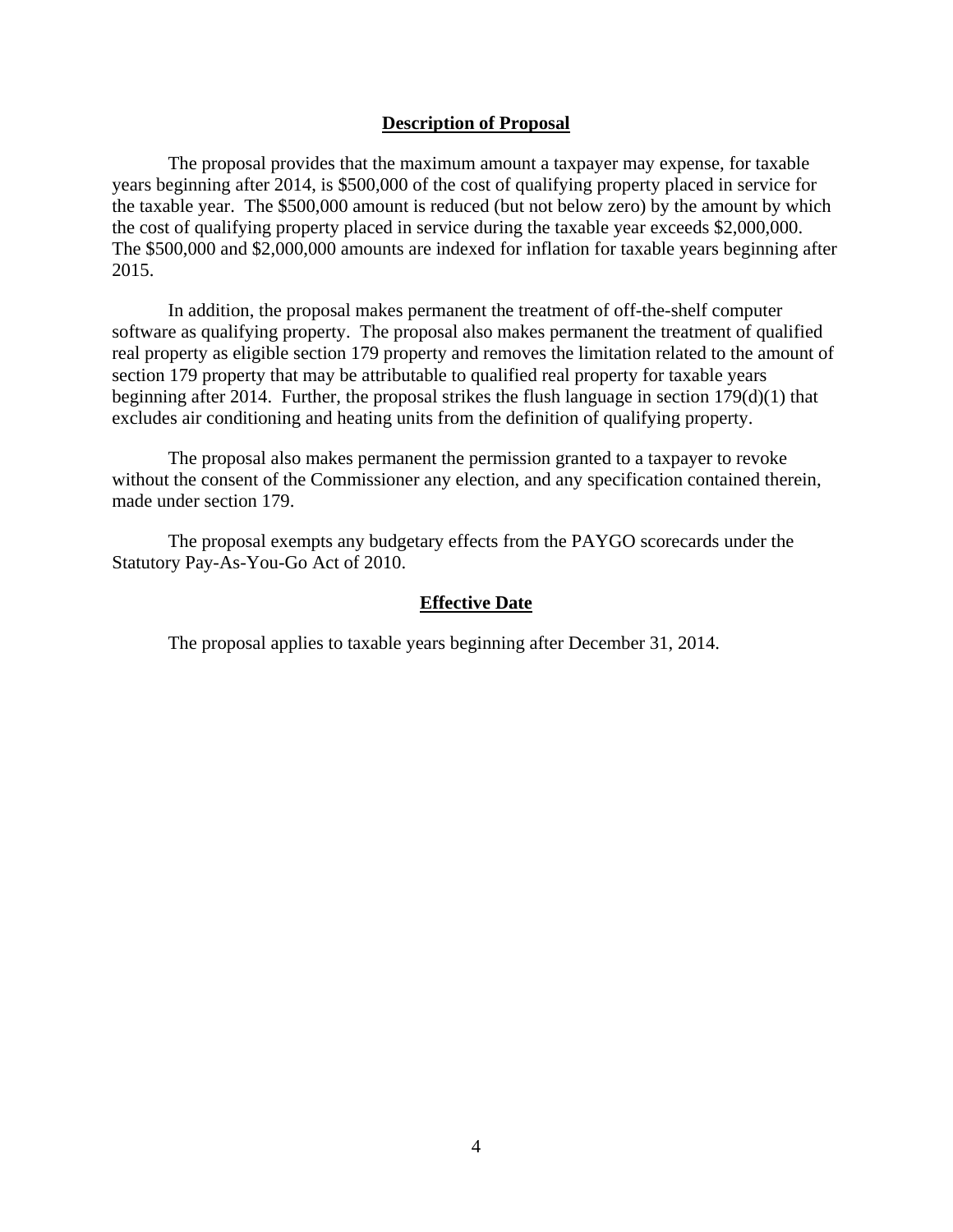## Description of Proposal

The proposal provides that the maximum amount a taxpayer may expense, for taxable years beginning after 2014, is $500,000 of the cost of qualifying property placed in service for the taxable year. The $500,000 amount is reduced (but not below zero) by the amount by which the cost of qualifying property placed in service during the taxable year exceeds $2,000,000. The $500,000 and $2,000,000 amounts are indexed for inflation for taxable years beginning after 2015.

In addition, the proposal makes permanent the treatment of off-the-shelf computer software as qualifying property. The proposal also makes permanent the treatment of qualified real property as eligible section 179 property and removes the limitation related to the amount of section 179 property that may be attributable to qualified real property for taxable years beginning after 2014. Further, the proposal strikes the flush language in section 179(d)(1) that excludes air conditioning and heating units from the definition of qualifying property.

The proposal also makes permanent the permission granted to a taxpayer to revoke without the consent of the Commissioner any election, and any specification contained therein, made under section 179.

The proposal exempts any budgetary effects from the PAYGO scorecards under the Statutory Pay-As-You-Go Act of 2010.

## Effective Date

The proposal applies to taxable years beginning after December 31, 2014.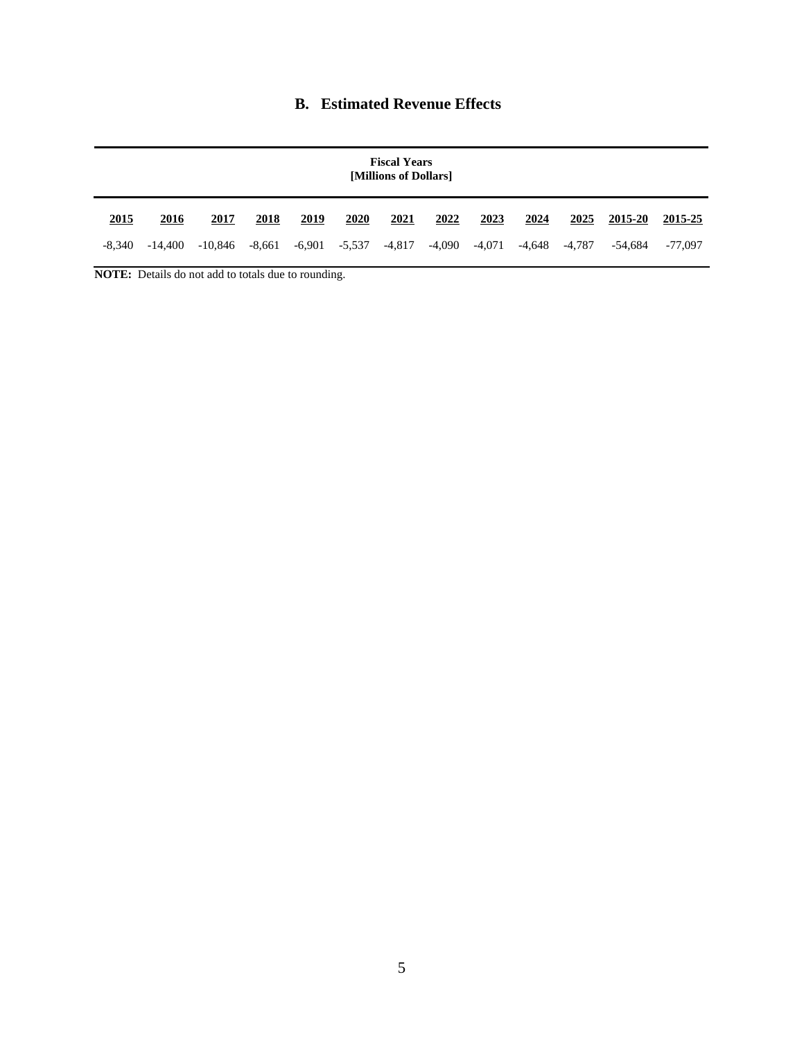## B. Estimated Revenue Effects

| Fiscal Years [Millions of Dollars] | | | | | | | | | | | | |
|---|---|---|---|---|---|---|---|---|---|---|---|---|
| **2015** | **2016** | **2017** | **2018** | **2019** | **2020** | **2021** | **2022** | **2023** | **2024** | **2025** | **2015-20** | **2015-25** |
| -8,340 | -14,400 | -10,846 | -8,661 | -6,901 | -5,537 | -4,817 | -4,090 | -4,071 | -4,648 | -4,787 | -54,684 | -77,097 |

**NOTE:** Details do not add to totals due to rounding.